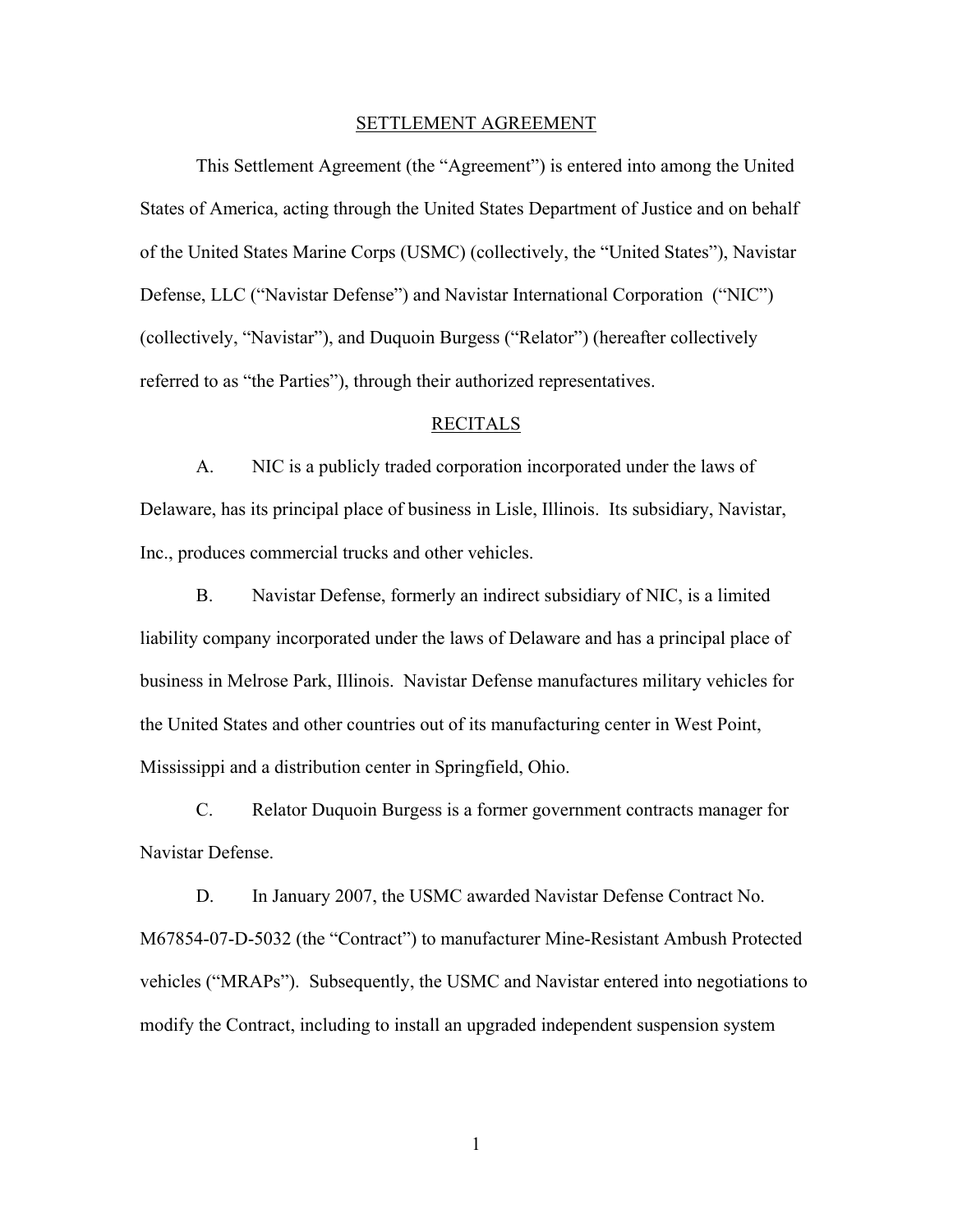# SETTLEMENT AGREEMENT

This Settlement Agreement (the "Agreement") is entered into among the United States of America, acting through the United States Department of Justice and on behalf of the United States Marine Corps (USMC) (collectively, the "United States"), Navistar Defense, LLC ("Navistar Defense") and Navistar International Corporation ("NIC") (collectively, "Navistar"), and Duquoin Burgess ("Relator") (hereafter collectively referred to as "the Parties"), through their authorized representatives.

## RECITALS

A. NIC is a publicly traded corporation incorporated under the laws of Delaware, has its principal place of business in Lisle, Illinois. Its subsidiary, Navistar, Inc., produces commercial trucks and other vehicles.

B. Navistar Defense, formerly an indirect subsidiary of NIC, is a limited liability company incorporated under the laws of Delaware and has a principal place of business in Melrose Park, Illinois. Navistar Defense manufactures military vehicles for the United States and other countries out of its manufacturing center in West Point, Mississippi and a distribution center in Springfield, Ohio.

C. Relator Duquoin Burgess is a former government contracts manager for Navistar Defense.

D. In January 2007, the USMC awarded Navistar Defense Contract No. M67854-07-D-5032 (the "Contract") to manufacturer Mine-Resistant Ambush Protected vehicles ("MRAPs"). Subsequently, the USMC and Navistar entered into negotiations to modify the Contract, including to install an upgraded independent suspension system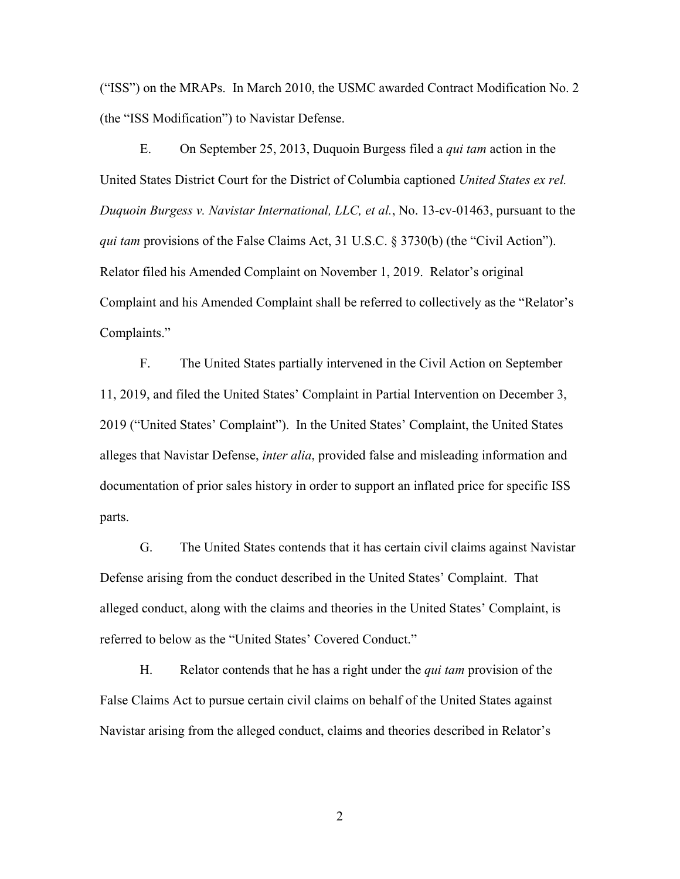("ISS") on the MRAPs. In March 2010, the USMC awarded Contract Modification No. 2 (the "ISS Modification") to Navistar Defense.

E. On September 25, 2013, Duquoin Burgess filed a *qui tam* action in the United States District Court for the District of Columbia captioned *United States ex rel. Duquoin Burgess v. Navistar International, LLC, et al.*, No. 13-cv-01463, pursuant to the *qui tam* provisions of the False Claims Act, 31 U.S.C. § 3730(b) (the "Civil Action"). Relator filed his Amended Complaint on November 1, 2019. Relator's original Complaint and his Amended Complaint shall be referred to collectively as the "Relator's Complaints."

F. The United States partially intervened in the Civil Action on September 11, 2019, and filed the United States' Complaint in Partial Intervention on December 3, 2019 ("United States' Complaint"). In the United States' Complaint, the United States alleges that Navistar Defense, *inter alia*, provided false and misleading information and documentation of prior sales history in order to support an inflated price for specific ISS parts.

G. The United States contends that it has certain civil claims against Navistar Defense arising from the conduct described in the United States' Complaint. That alleged conduct, along with the claims and theories in the United States' Complaint, is referred to below as the "United States' Covered Conduct."

H. Relator contends that he has a right under the *qui tam* provision of the False Claims Act to pursue certain civil claims on behalf of the United States against Navistar arising from the alleged conduct, claims and theories described in Relator's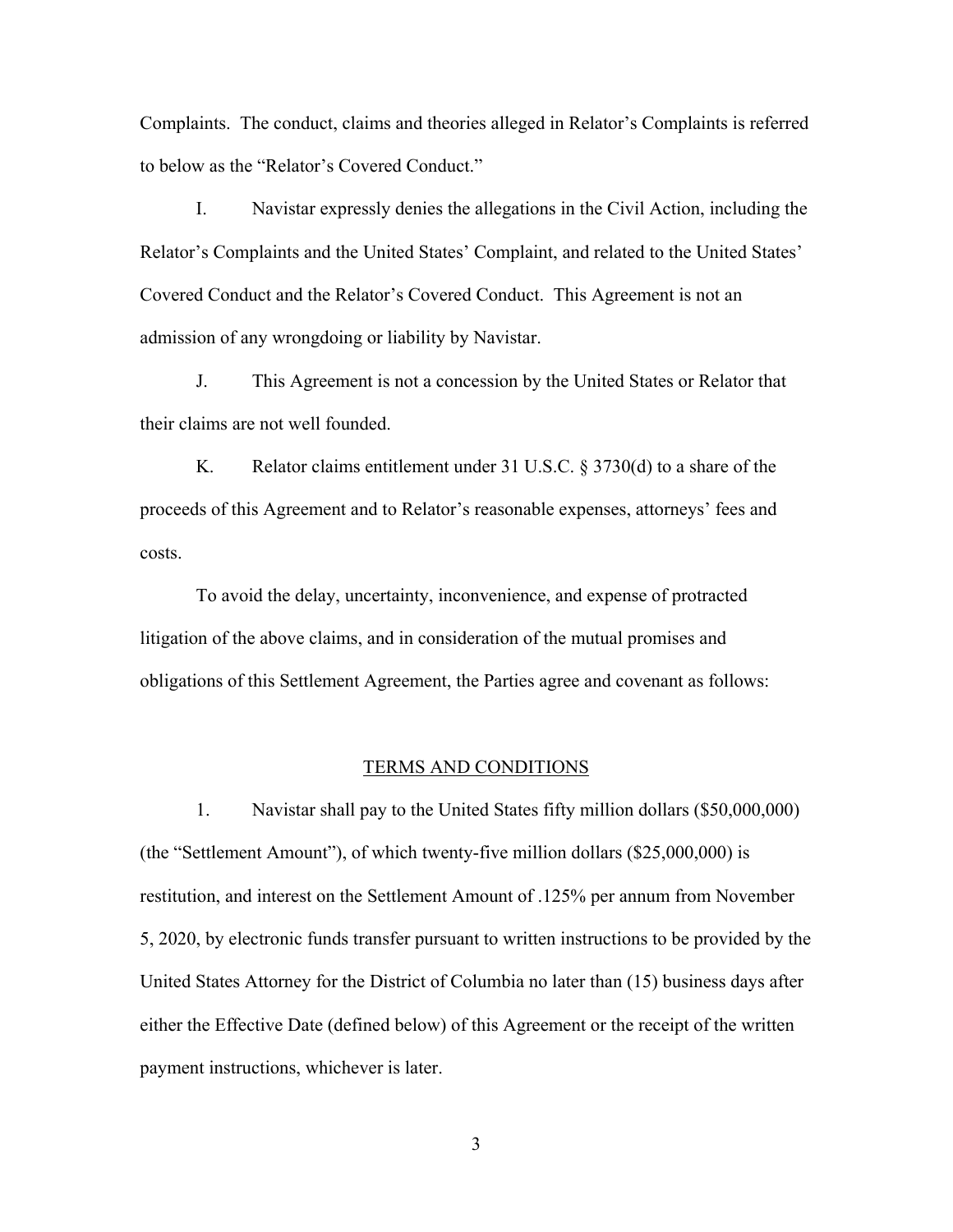Complaints. The conduct, claims and theories alleged in Relator's Complaints is referred to below as the "Relator's Covered Conduct."

I. Navistar expressly denies the allegations in the Civil Action, including the Relator's Complaints and the United States' Complaint, and related to the United States' Covered Conduct and the Relator's Covered Conduct. This Agreement is not an admission of any wrongdoing or liability by Navistar.

J. This Agreement is not a concession by the United States or Relator that their claims are not well founded.

K. Relator claims entitlement under 31 U.S.C. § 3730(d) to a share of the proceeds of this Agreement and to Relator's reasonable expenses, attorneys' fees and costs.

To avoid the delay, uncertainty, inconvenience, and expense of protracted litigation of the above claims, and in consideration of the mutual promises and obligations of this Settlement Agreement, the Parties agree and covenant as follows:

## TERMS AND CONDITIONS

1. Navistar shall pay to the United States fifty million dollars ($50,000,000) (the "Settlement Amount"), of which twenty-five million dollars ($25,000,000) is restitution, and interest on the Settlement Amount of .125% per annum from November 5, 2020, by electronic funds transfer pursuant to written instructions to be provided by the United States Attorney for the District of Columbia no later than (15) business days after either the Effective Date (defined below) of this Agreement or the receipt of the written payment instructions, whichever is later.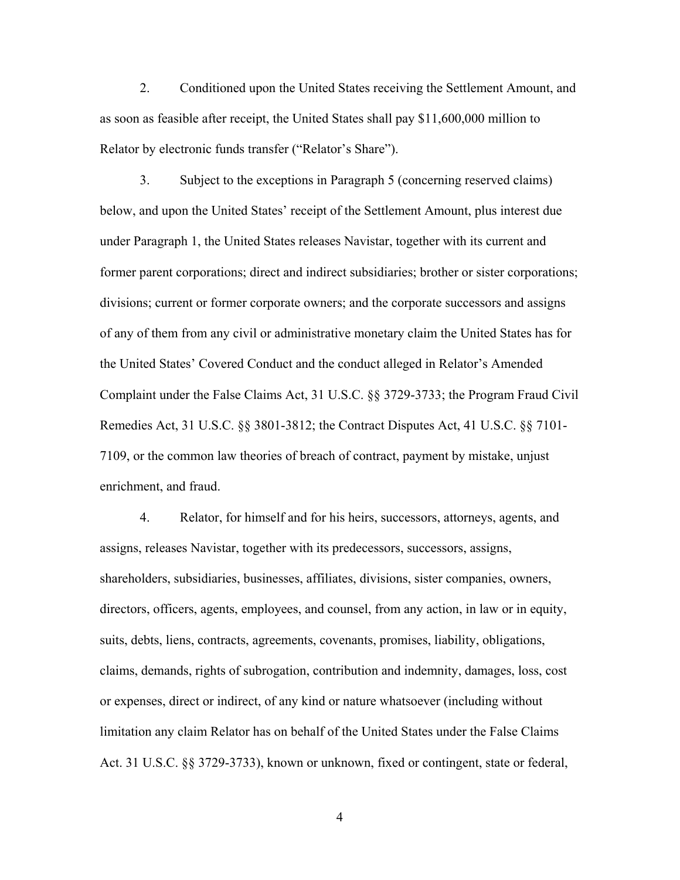2. Conditioned upon the United States receiving the Settlement Amount, and as soon as feasible after receipt, the United States shall pay $11,600,000 million to Relator by electronic funds transfer ("Relator's Share").

3. Subject to the exceptions in Paragraph 5 (concerning reserved claims) below, and upon the United States' receipt of the Settlement Amount, plus interest due under Paragraph 1, the United States releases Navistar, together with its current and former parent corporations; direct and indirect subsidiaries; brother or sister corporations; divisions; current or former corporate owners; and the corporate successors and assigns of any of them from any civil or administrative monetary claim the United States has for the United States' Covered Conduct and the conduct alleged in Relator's Amended Complaint under the False Claims Act, 31 U.S.C. §§ 3729-3733; the Program Fraud Civil Remedies Act, 31 U.S.C. §§ 3801-3812; the Contract Disputes Act, 41 U.S.C. §§ 7101-7109, or the common law theories of breach of contract, payment by mistake, unjust enrichment, and fraud.

4. Relator, for himself and for his heirs, successors, attorneys, agents, and assigns, releases Navistar, together with its predecessors, successors, assigns, shareholders, subsidiaries, businesses, affiliates, divisions, sister companies, owners, directors, officers, agents, employees, and counsel, from any action, in law or in equity, suits, debts, liens, contracts, agreements, covenants, promises, liability, obligations, claims, demands, rights of subrogation, contribution and indemnity, damages, loss, cost or expenses, direct or indirect, of any kind or nature whatsoever (including without limitation any claim Relator has on behalf of the United States under the False Claims Act. 31 U.S.C. §§ 3729-3733), known or unknown, fixed or contingent, state or federal,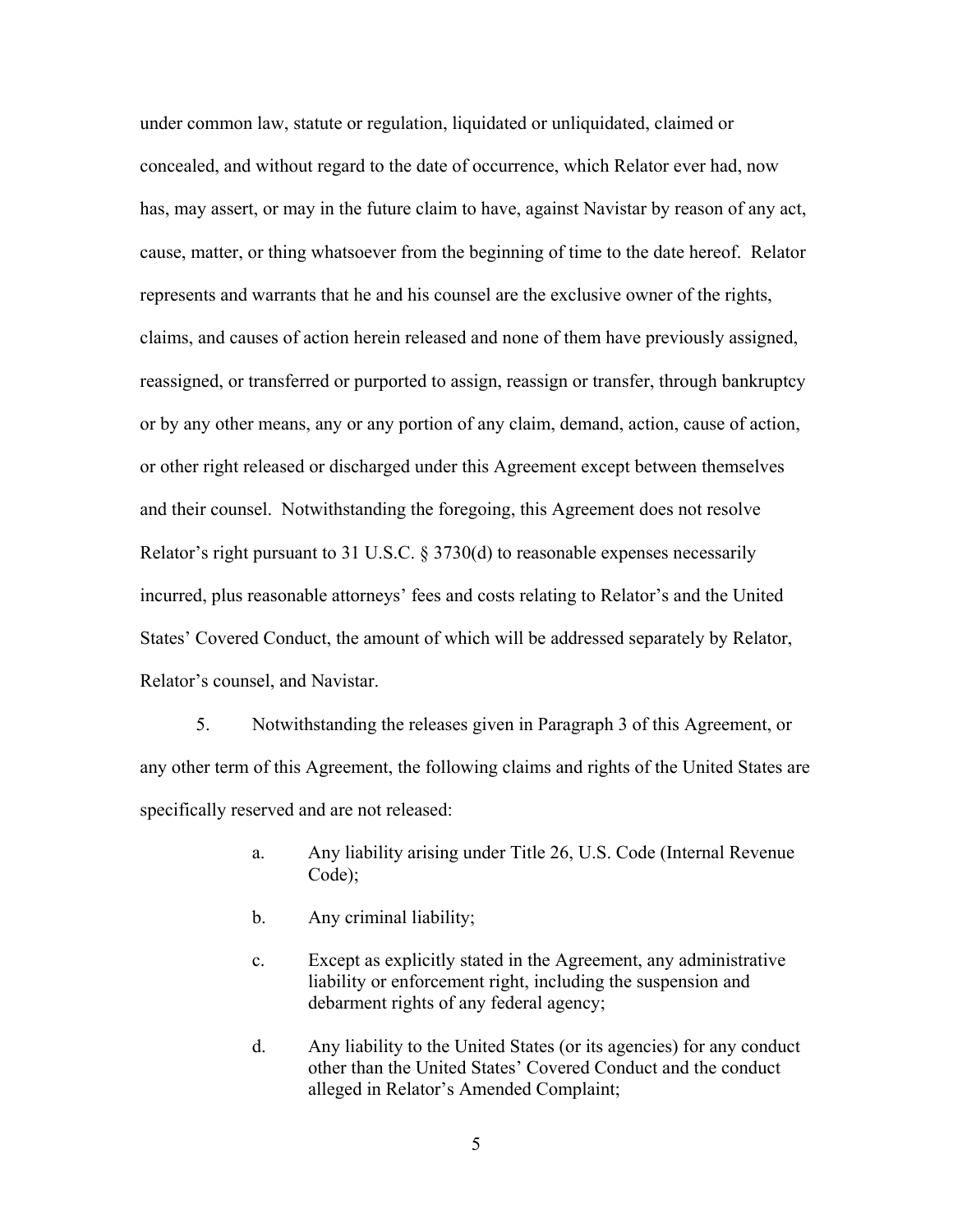under common law, statute or regulation, liquidated or unliquidated, claimed or concealed, and without regard to the date of occurrence, which Relator ever had, now has, may assert, or may in the future claim to have, against Navistar by reason of any act, cause, matter, or thing whatsoever from the beginning of time to the date hereof. Relator represents and warrants that he and his counsel are the exclusive owner of the rights, claims, and causes of action herein released and none of them have previously assigned, reassigned, or transferred or purported to assign, reassign or transfer, through bankruptcy or by any other means, any or any portion of any claim, demand, action, cause of action, or other right released or discharged under this Agreement except between themselves and their counsel. Notwithstanding the foregoing, this Agreement does not resolve Relator's right pursuant to 31 U.S.C. § 3730(d) to reasonable expenses necessarily incurred, plus reasonable attorneys' fees and costs relating to Relator's and the United States' Covered Conduct, the amount of which will be addressed separately by Relator, Relator's counsel, and Navistar.

5. Notwithstanding the releases given in Paragraph 3 of this Agreement, or any other term of this Agreement, the following claims and rights of the United States are specifically reserved and are not released:

a. Any liability arising under Title 26, U.S. Code (Internal Revenue Code);

b. Any criminal liability;

c. Except as explicitly stated in the Agreement, any administrative liability or enforcement right, including the suspension and debarment rights of any federal agency;

d. Any liability to the United States (or its agencies) for any conduct other than the United States' Covered Conduct and the conduct alleged in Relator's Amended Complaint;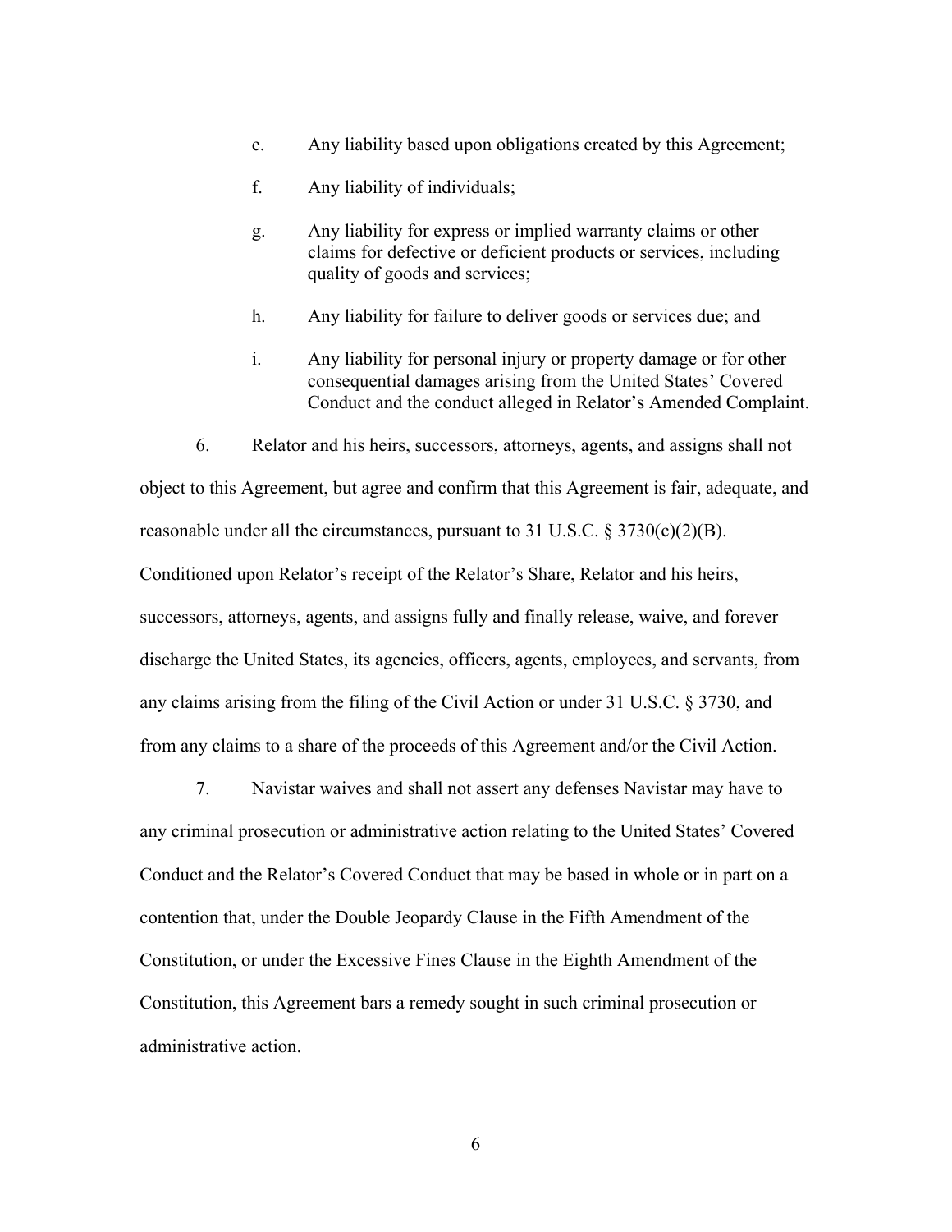e. Any liability based upon obligations created by this Agreement;

f. Any liability of individuals;

g. Any liability for express or implied warranty claims or other claims for defective or deficient products or services, including quality of goods and services;

h. Any liability for failure to deliver goods or services due; and

i. Any liability for personal injury or property damage or for other consequential damages arising from the United States' Covered Conduct and the conduct alleged in Relator's Amended Complaint.

6. Relator and his heirs, successors, attorneys, agents, and assigns shall not object to this Agreement, but agree and confirm that this Agreement is fair, adequate, and reasonable under all the circumstances, pursuant to 31 U.S.C. § 3730(c)(2)(B). Conditioned upon Relator's receipt of the Relator's Share, Relator and his heirs, successors, attorneys, agents, and assigns fully and finally release, waive, and forever discharge the United States, its agencies, officers, agents, employees, and servants, from any claims arising from the filing of the Civil Action or under 31 U.S.C. § 3730, and from any claims to a share of the proceeds of this Agreement and/or the Civil Action.

7. Navistar waives and shall not assert any defenses Navistar may have to any criminal prosecution or administrative action relating to the United States' Covered Conduct and the Relator's Covered Conduct that may be based in whole or in part on a contention that, under the Double Jeopardy Clause in the Fifth Amendment of the Constitution, or under the Excessive Fines Clause in the Eighth Amendment of the Constitution, this Agreement bars a remedy sought in such criminal prosecution or administrative action.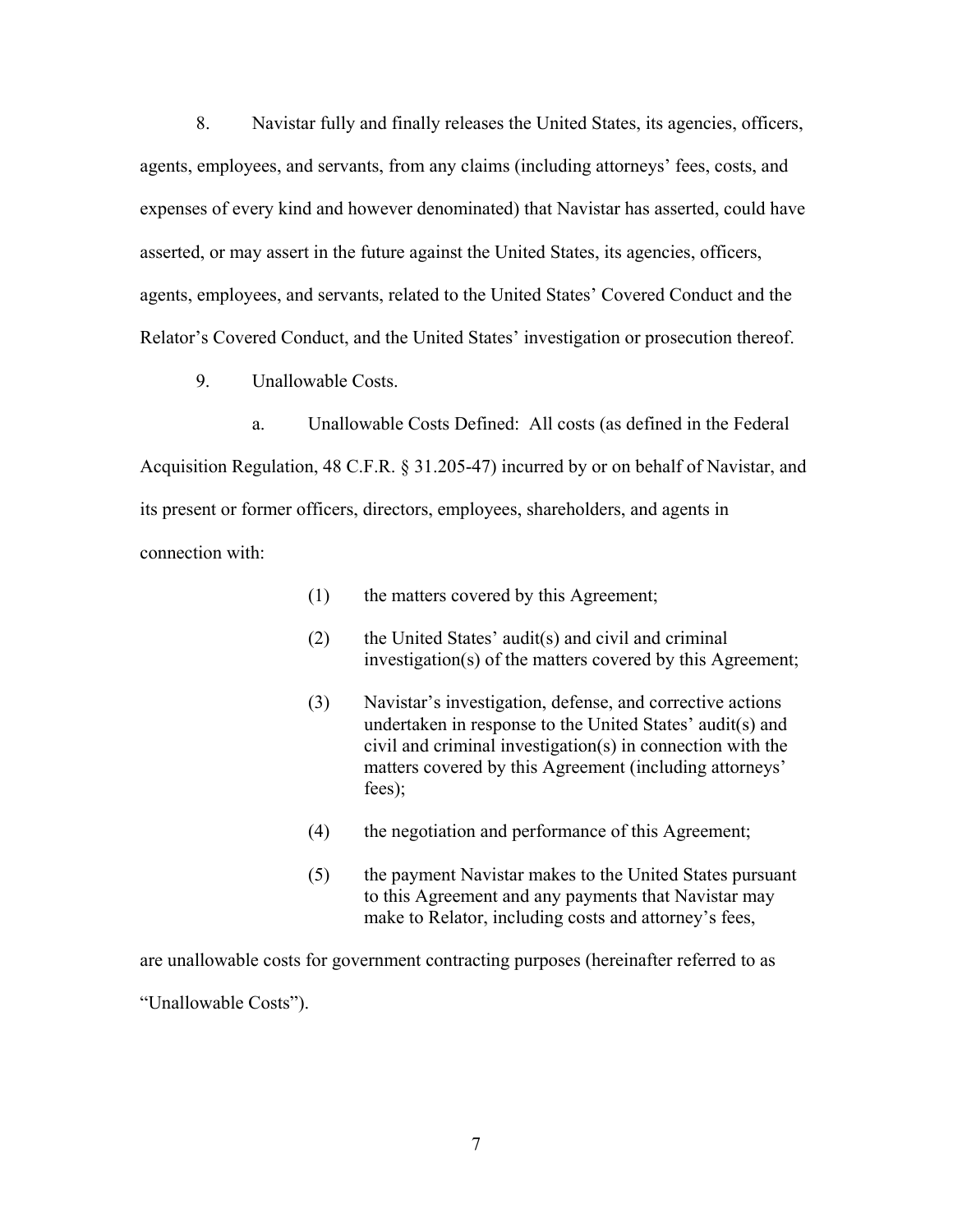8. Navistar fully and finally releases the United States, its agencies, officers, agents, employees, and servants, from any claims (including attorneys' fees, costs, and expenses of every kind and however denominated) that Navistar has asserted, could have asserted, or may assert in the future against the United States, its agencies, officers, agents, employees, and servants, related to the United States' Covered Conduct and the Relator's Covered Conduct, and the United States' investigation or prosecution thereof.

9. Unallowable Costs.

a. Unallowable Costs Defined: All costs (as defined in the Federal Acquisition Regulation, 48 C.F.R. § 31.205-47) incurred by or on behalf of Navistar, and its present or former officers, directors, employees, shareholders, and agents in connection with:

(1) the matters covered by this Agreement;

(2) the United States' audit(s) and civil and criminal investigation(s) of the matters covered by this Agreement;

(3) Navistar's investigation, defense, and corrective actions undertaken in response to the United States' audit(s) and civil and criminal investigation(s) in connection with the matters covered by this Agreement (including attorneys' fees);

(4) the negotiation and performance of this Agreement;

(5) the payment Navistar makes to the United States pursuant to this Agreement and any payments that Navistar may make to Relator, including costs and attorney's fees,

are unallowable costs for government contracting purposes (hereinafter referred to as "Unallowable Costs").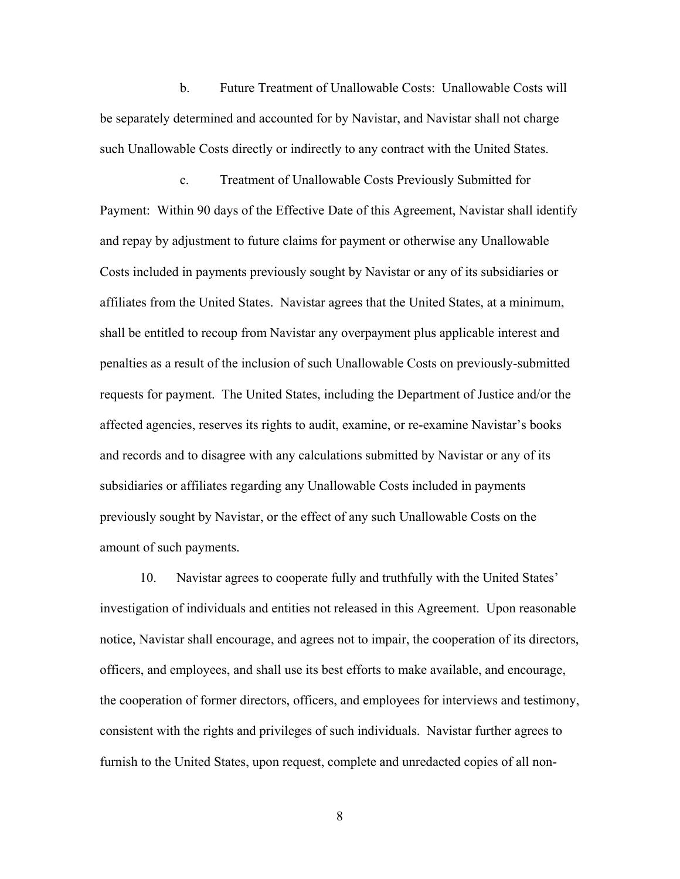b. Future Treatment of Unallowable Costs: Unallowable Costs will be separately determined and accounted for by Navistar, and Navistar shall not charge such Unallowable Costs directly or indirectly to any contract with the United States.

c. Treatment of Unallowable Costs Previously Submitted for Payment: Within 90 days of the Effective Date of this Agreement, Navistar shall identify and repay by adjustment to future claims for payment or otherwise any Unallowable Costs included in payments previously sought by Navistar or any of its subsidiaries or affiliates from the United States. Navistar agrees that the United States, at a minimum, shall be entitled to recoup from Navistar any overpayment plus applicable interest and penalties as a result of the inclusion of such Unallowable Costs on previously-submitted requests for payment. The United States, including the Department of Justice and/or the affected agencies, reserves its rights to audit, examine, or re-examine Navistar's books and records and to disagree with any calculations submitted by Navistar or any of its subsidiaries or affiliates regarding any Unallowable Costs included in payments previously sought by Navistar, or the effect of any such Unallowable Costs on the amount of such payments.

10. Navistar agrees to cooperate fully and truthfully with the United States' investigation of individuals and entities not released in this Agreement. Upon reasonable notice, Navistar shall encourage, and agrees not to impair, the cooperation of its directors, officers, and employees, and shall use its best efforts to make available, and encourage, the cooperation of former directors, officers, and employees for interviews and testimony, consistent with the rights and privileges of such individuals. Navistar further agrees to furnish to the United States, upon request, complete and unredacted copies of all non-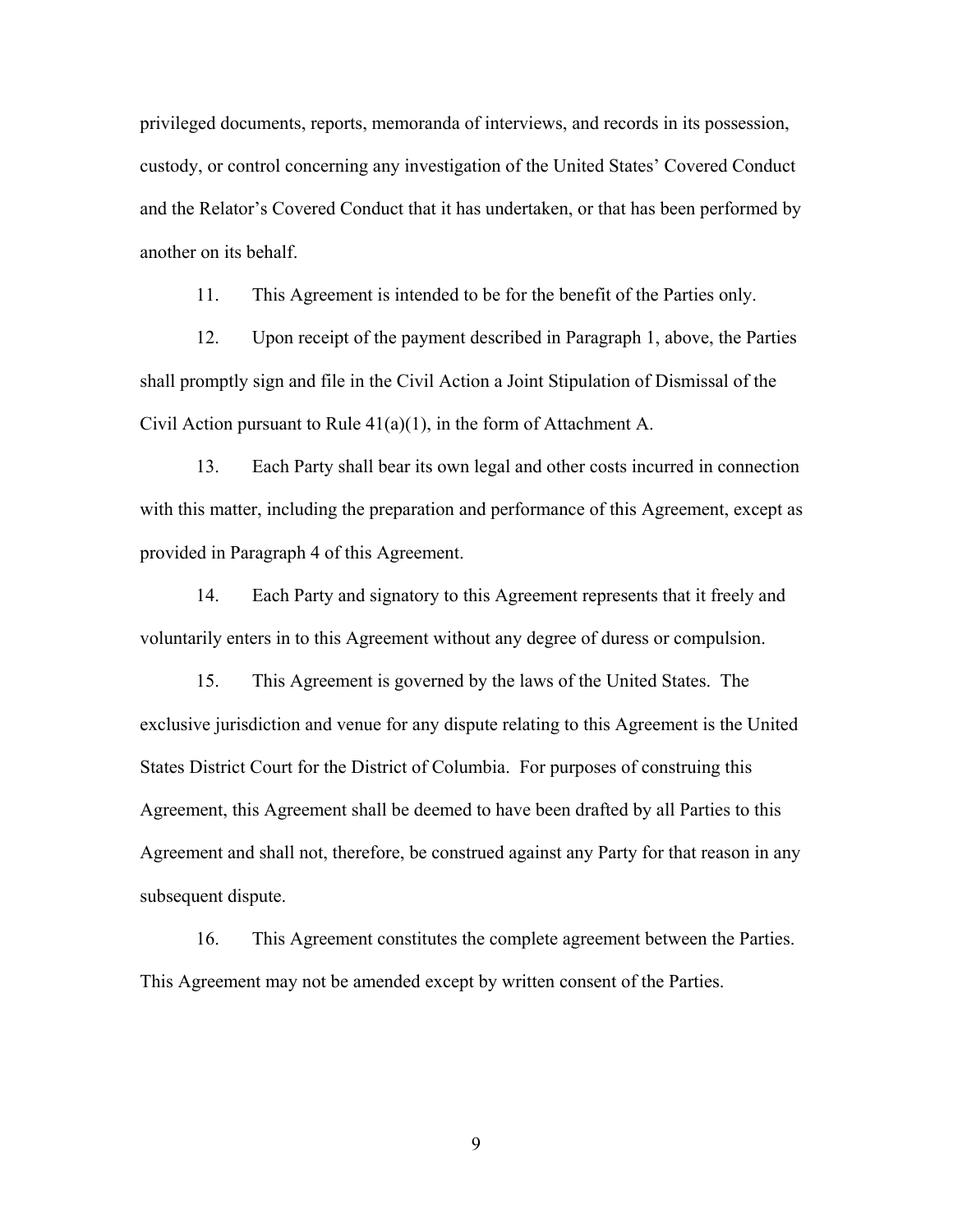privileged documents, reports, memoranda of interviews, and records in its possession, custody, or control concerning any investigation of the United States' Covered Conduct and the Relator's Covered Conduct that it has undertaken, or that has been performed by another on its behalf.

11. This Agreement is intended to be for the benefit of the Parties only.

12. Upon receipt of the payment described in Paragraph 1, above, the Parties shall promptly sign and file in the Civil Action a Joint Stipulation of Dismissal of the Civil Action pursuant to Rule 41(a)(1), in the form of Attachment A.

13. Each Party shall bear its own legal and other costs incurred in connection with this matter, including the preparation and performance of this Agreement, except as provided in Paragraph 4 of this Agreement.

14. Each Party and signatory to this Agreement represents that it freely and voluntarily enters in to this Agreement without any degree of duress or compulsion.

15. This Agreement is governed by the laws of the United States. The exclusive jurisdiction and venue for any dispute relating to this Agreement is the United States District Court for the District of Columbia. For purposes of construing this Agreement, this Agreement shall be deemed to have been drafted by all Parties to this Agreement and shall not, therefore, be construed against any Party for that reason in any subsequent dispute.

16. This Agreement constitutes the complete agreement between the Parties. This Agreement may not be amended except by written consent of the Parties.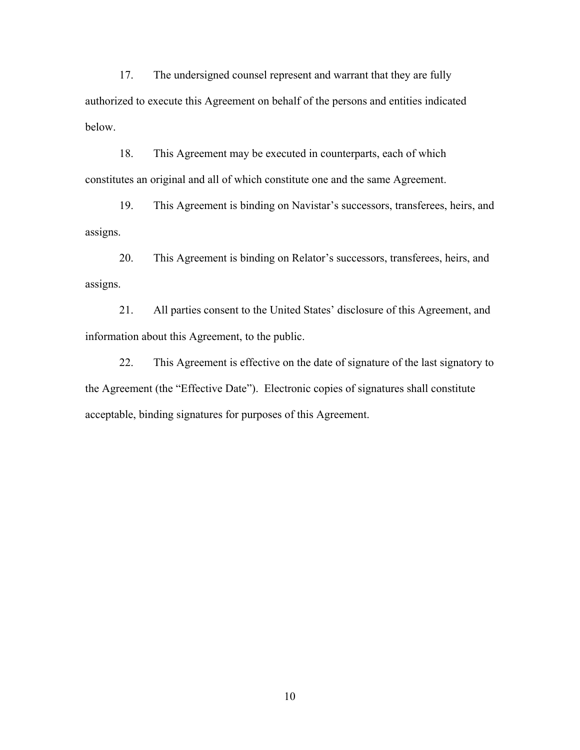17. The undersigned counsel represent and warrant that they are fully authorized to execute this Agreement on behalf of the persons and entities indicated below.

18. This Agreement may be executed in counterparts, each of which constitutes an original and all of which constitute one and the same Agreement.

19. This Agreement is binding on Navistar's successors, transferees, heirs, and assigns.

20. This Agreement is binding on Relator's successors, transferees, heirs, and assigns.

21. All parties consent to the United States' disclosure of this Agreement, and information about this Agreement, to the public.

22. This Agreement is effective on the date of signature of the last signatory to the Agreement (the "Effective Date"). Electronic copies of signatures shall constitute acceptable, binding signatures for purposes of this Agreement.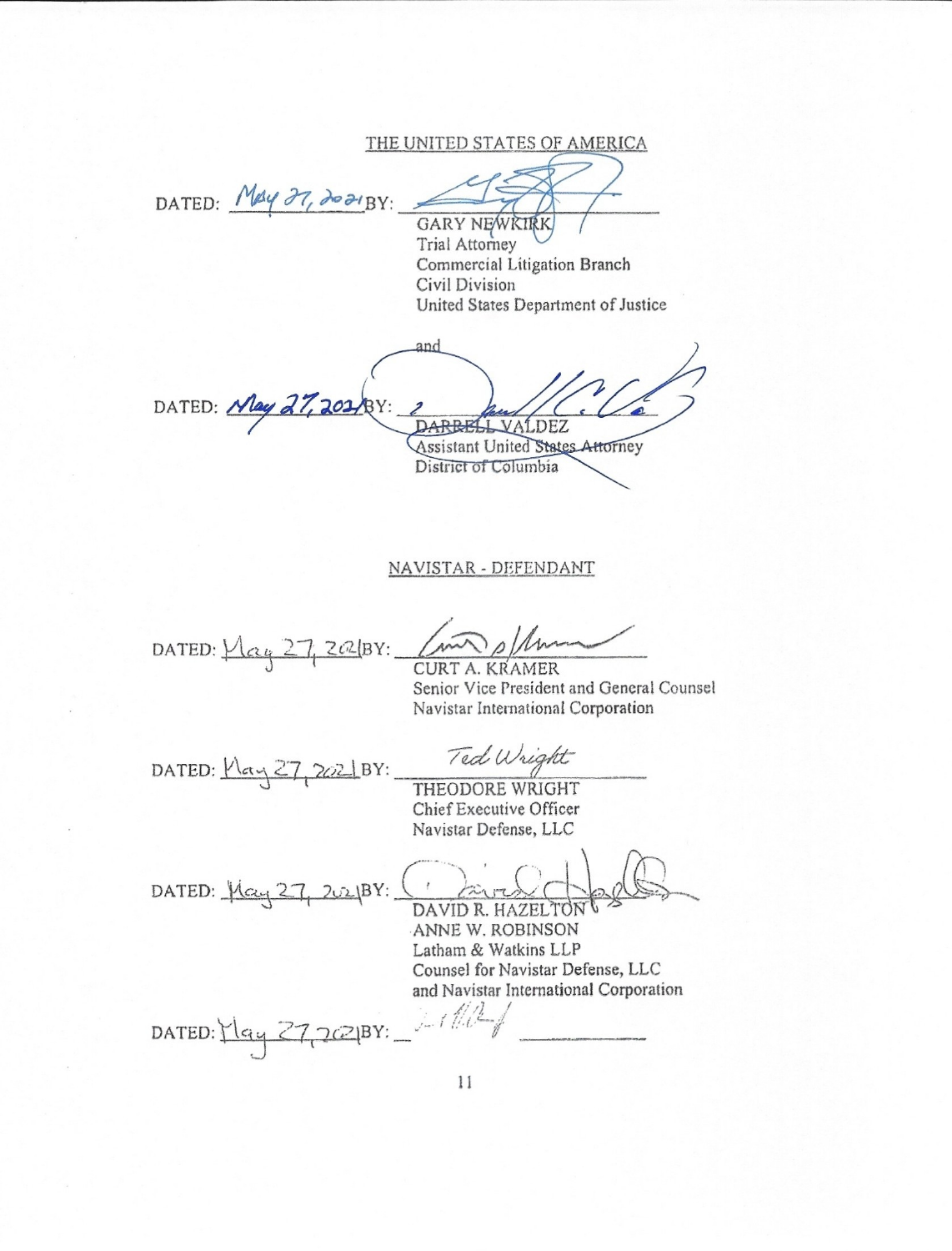THE UNITED STATES OF AMERICA

DATED: May 27, 2021 BY: ______________________
GARY NEWKIRK
Trial Attorney
Commercial Litigation Branch
Civil Division
United States Department of Justice

and

DATED: May 27, 2021 BY: ______________________
DARRELL VALDEZ
Assistant United States Attorney
District of Columbia

NAVISTAR - DEFENDANT

DATED: May 27, 2021 BY: ______________________
CURT A. KRAMER
Senior Vice President and General Counsel
Navistar International Corporation

DATED: May 27, 2021 BY: Ted Wright
THEODORE WRIGHT
Chief Executive Officer
Navistar Defense, LLC

DATED: May 27, 2021 BY: ______________________
DAVID R. HAZELTON
ANNE W. ROBINSON
Latham & Watkins LLP
Counsel for Navistar Defense, LLC
and Navistar International Corporation

DATED: May 27, 2021 BY: ______________________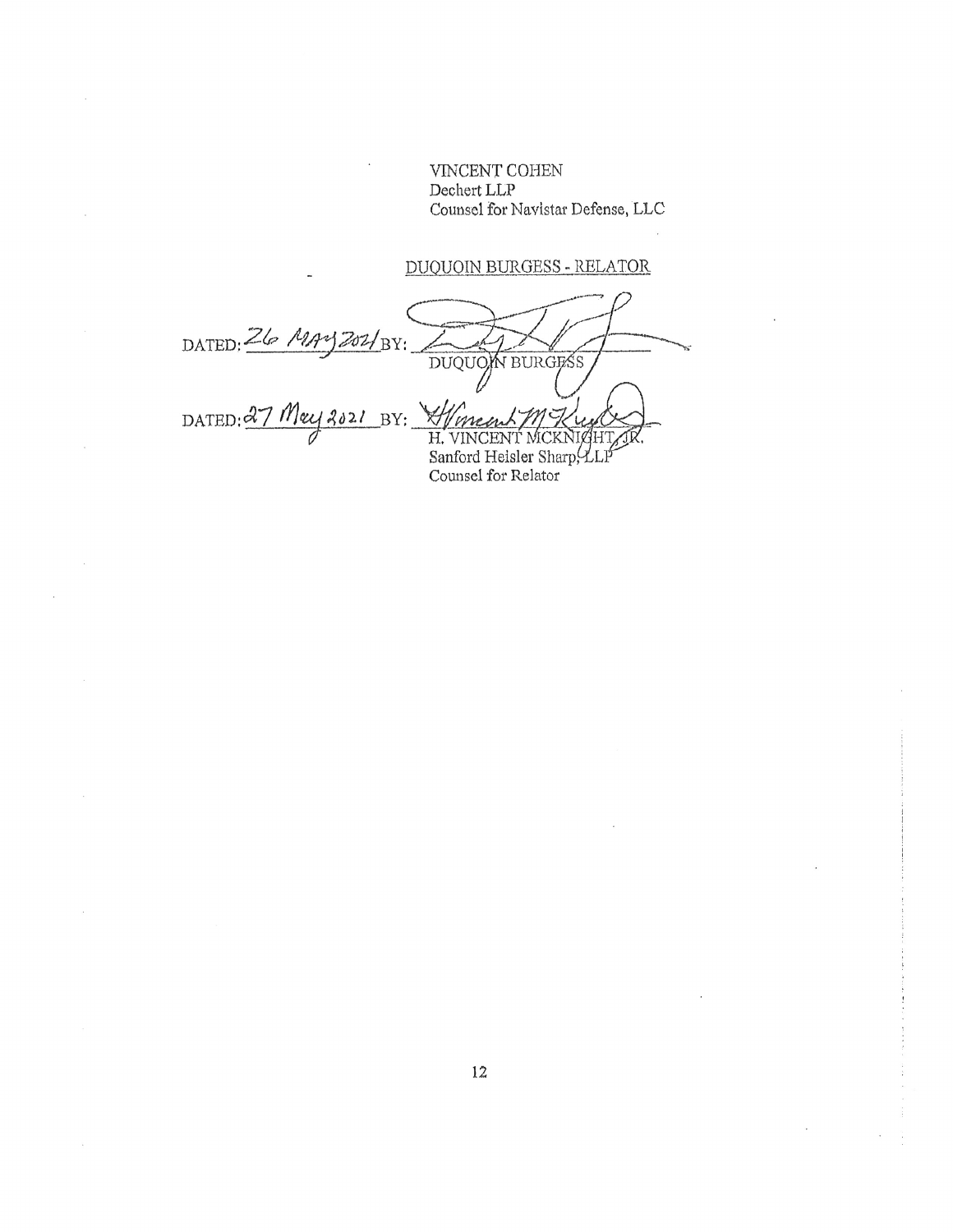VINCENT COHEN
Dechert LLP
Counsel for Navistar Defense, LLC

DUQUOIN BURGESS - RELATOR

DATED: 26 MAY 2021 BY: ______________________
DUQUOIN BURGESS

DATED: 27 May 2021 BY: ______________________
H. VINCENT MCKNIGHT, JR.
Sanford Heisler Sharp, LLP
Counsel for Relator